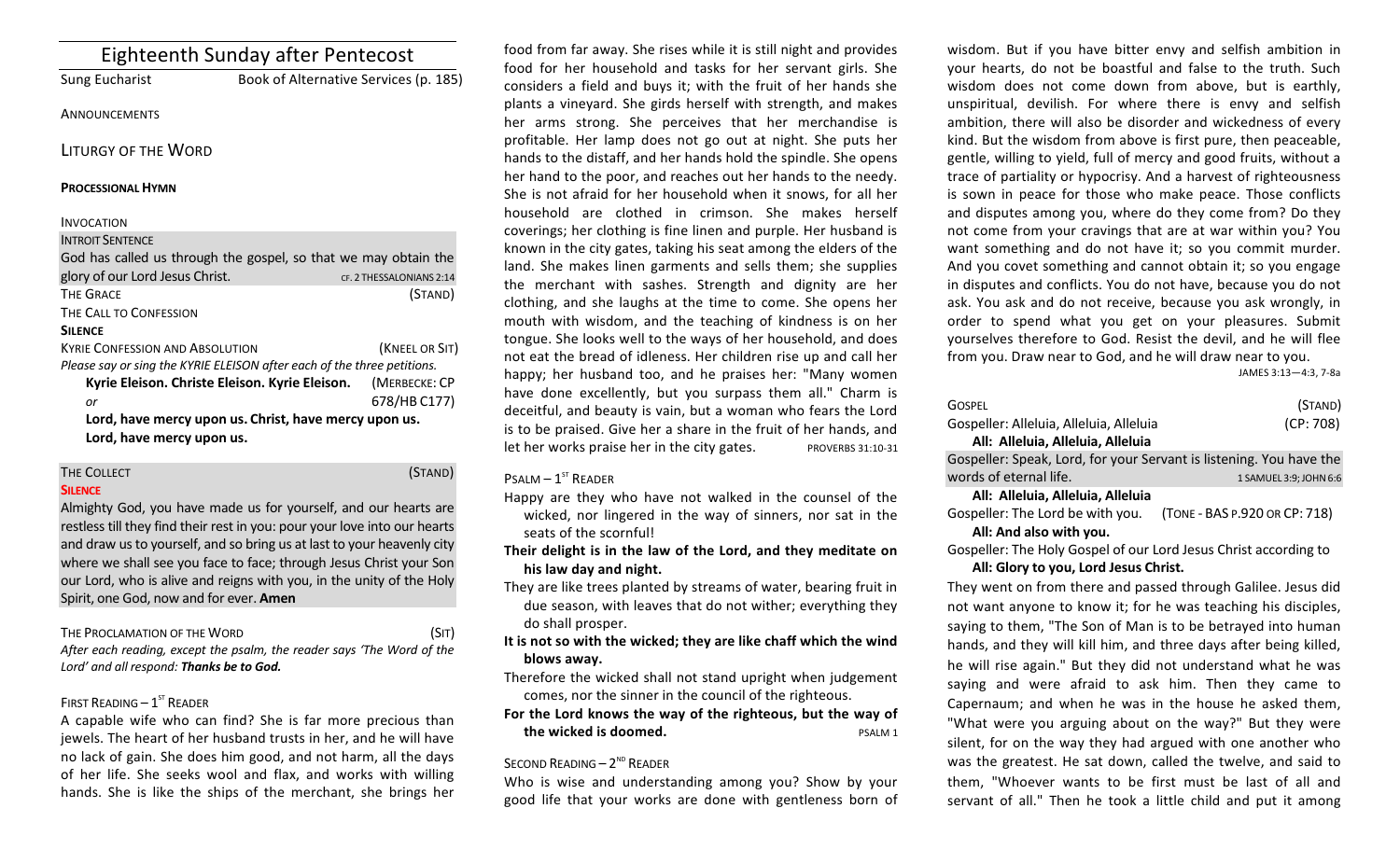# Eighteenth Sunday after Pentecost

Sung Eucharist — Book of Alternative Services (p. 185)

ANNOUNCEMENTS

## LITURGY OF THE WORD

**PROCESSIONAL HYMN**

INVOCATION

INTROIT SENTENCE

God has called us through the gospel, so that we may obtain the glory of our Lord Jesus Christ. CF. 2 THESSALONIANS 2:14

THE GRACE (STAND)

THE CALL TO CONFESSION

**SILENCE**

KYRIE CONFESSION AND ABSOLUTION (KNEEL OR SIT)

*Please say or sing the KYRIE ELEISON after each of the three petitions.*

**Kyrie Eleison. Christe Eleison. Kyrie Eleison.** (MERBECKE: CP

*or* 678/HB C177)

**Lord, have mercy upon us. Christ, have mercy upon us. Lord, have mercy upon us.**

THE COLLECT (STAND)

**SILENCE**

Almighty God, you have made us for yourself, and our hearts are restless till they find their rest in you: pour your love into our hearts and draw us to yourself, and so bring us at last to your heavenly city where we shall see you face to face; through Jesus Christ your Son our Lord, who is alive and reigns with you, in the unity of the Holy Spirit, one God, now and for ever. **Amen**

THE PROCLAMATION OF THE WORD (SIT)

*After each reading, except the psalm, the reader says 'The Word of the Lord' and all respond:* ***Thanks be to God.***

FIRST READING – 1ST READER

A capable wife who can find? She is far more precious than jewels. The heart of her husband trusts in her, and he will have no lack of gain. She does him good, and not harm, all the days of her life. She seeks wool and flax, and works with willing hands. She is like the ships of the merchant, she brings her food from far away. She rises while it is still night and provides food for her household and tasks for her servant girls. She considers a field and buys it; with the fruit of her hands she plants a vineyard. She girds herself with strength, and makes her arms strong. She perceives that her merchandise is profitable. Her lamp does not go out at night. She puts her hands to the distaff, and her hands hold the spindle. She opens her hand to the poor, and reaches out her hands to the needy. She is not afraid for her household when it snows, for all her household are clothed in crimson. She makes herself coverings; her clothing is fine linen and purple. Her husband is known in the city gates, taking his seat among the elders of the land. She makes linen garments and sells them; she supplies the merchant with sashes. Strength and dignity are her clothing, and she laughs at the time to come. She opens her mouth with wisdom, and the teaching of kindness is on her tongue. She looks well to the ways of her household, and does not eat the bread of idleness. Her children rise up and call her happy; her husband too, and he praises her: "Many women have done excellently, but you surpass them all." Charm is deceitful, and beauty is vain, but a woman who fears the Lord is to be praised. Give her a share in the fruit of her hands, and let her works praise her in the city gates. PROVERBS 31:10-31

PSALM – 1ST READER

Happy are they who have not walked in the counsel of the wicked, nor lingered in the way of sinners, nor sat in the seats of the scornful!

**Their delight is in the law of the Lord, and they meditate on his law day and night.**

They are like trees planted by streams of water, bearing fruit in due season, with leaves that do not wither; everything they do shall prosper.

**It is not so with the wicked; they are like chaff which the wind blows away.**

Therefore the wicked shall not stand upright when judgement comes, nor the sinner in the council of the righteous.

**For the Lord knows the way of the righteous, but the way of the wicked is doomed.** PSALM 1

SECOND READING – 2ND READER

Who is wise and understanding among you? Show by your good life that your works are done with gentleness born of wisdom. But if you have bitter envy and selfish ambition in your hearts, do not be boastful and false to the truth. Such wisdom does not come down from above, but is earthly, unspiritual, devilish. For where there is envy and selfish ambition, there will also be disorder and wickedness of every kind. But the wisdom from above is first pure, then peaceable, gentle, willing to yield, full of mercy and good fruits, without a trace of partiality or hypocrisy. And a harvest of righteousness is sown in peace for those who make peace. Those conflicts and disputes among you, where do they come from? Do they not come from your cravings that are at war within you? You want something and do not have it; so you commit murder. And you covet something and cannot obtain it; so you engage in disputes and conflicts. You do not have, because you do not ask. You ask and do not receive, because you ask wrongly, in order to spend what you get on your pleasures. Submit yourselves therefore to God. Resist the devil, and he will flee from you. Draw near to God, and he will draw near to you. JAMES 3:13—4:3, 7-8a

GOSPEL (STAND)

Gospeller: Alleluia, Alleluia, Alleluia (CP: 708)

**All: Alleluia, Alleluia, Alleluia**

Gospeller: Speak, Lord, for your Servant is listening. You have the words of eternal life. 1 SAMUEL 3:9; JOHN 6:6

**All: Alleluia, Alleluia, Alleluia**

Gospeller: The Lord be with you. (TONE - BAS P.920 OR CP: 718)

**All: And also with you.**

Gospeller: The Holy Gospel of our Lord Jesus Christ according to

**All: Glory to you, Lord Jesus Christ.**

They went on from there and passed through Galilee. Jesus did not want anyone to know it; for he was teaching his disciples, saying to them, "The Son of Man is to be betrayed into human hands, and they will kill him, and three days after being killed, he will rise again." But they did not understand what he was saying and were afraid to ask him. Then they came to Capernaum; and when he was in the house he asked them, "What were you arguing about on the way?" But they were silent, for on the way they had argued with one another who was the greatest. He sat down, called the twelve, and said to them, "Whoever wants to be first must be last of all and servant of all." Then he took a little child and put it among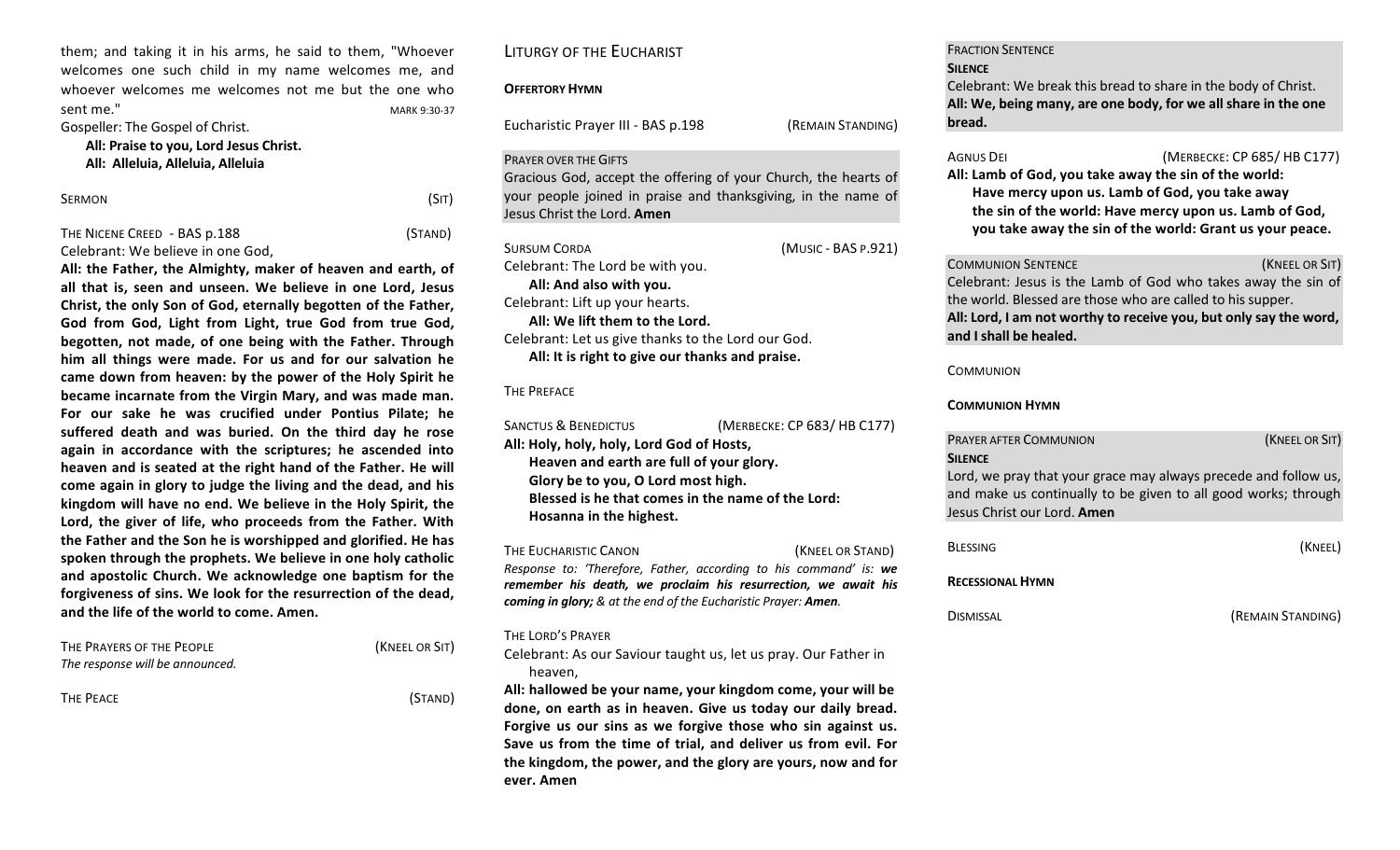them; and taking it in his arms, he said to them, "Whoever welcomes one such child in my name welcomes me, and whoever welcomes me welcomes not me but the one who sent me." MARK 9:30-37

Gospeller: The Gospel of Christ.

**All: Praise to you, Lord Jesus Christ.**
**All: Alleluia, Alleluia, Alleluia**

SERMON (SIT)

THE NICENE CREED - BAS p.188 (STAND)

Celebrant: We believe in one God,

**All: the Father, the Almighty, maker of heaven and earth, of all that is, seen and unseen. We believe in one Lord, Jesus Christ, the only Son of God, eternally begotten of the Father, God from God, Light from Light, true God from true God, begotten, not made, of one being with the Father. Through him all things were made. For us and for our salvation he came down from heaven: by the power of the Holy Spirit he became incarnate from the Virgin Mary, and was made man. For our sake he was crucified under Pontius Pilate; he suffered death and was buried. On the third day he rose again in accordance with the scriptures; he ascended into heaven and is seated at the right hand of the Father. He will come again in glory to judge the living and the dead, and his kingdom will have no end. We believe in the Holy Spirit, the Lord, the giver of life, who proceeds from the Father. With the Father and the Son he is worshipped and glorified. He has spoken through the prophets. We believe in one holy catholic and apostolic Church. We acknowledge one baptism for the forgiveness of sins. We look for the resurrection of the dead, and the life of the world to come. Amen.**

THE PRAYERS OF THE PEOPLE (KNEEL OR SIT)

*The response will be announced.*

THE PEACE (STAND)

## LITURGY OF THE EUCHARIST

**OFFERTORY HYMN**

Eucharistic Prayer III - BAS p.198 (REMAIN STANDING)

PRAYER OVER THE GIFTS

Gracious God, accept the offering of your Church, the hearts of your people joined in praise and thanksgiving, in the name of Jesus Christ the Lord. **Amen**

SURSUM CORDA (MUSIC - BAS P.921)

Celebrant: The Lord be with you.
**All: And also with you.**
Celebrant: Lift up your hearts.
**All: We lift them to the Lord.**
Celebrant: Let us give thanks to the Lord our God.
**All: It is right to give our thanks and praise.**

THE PREFACE

SANCTUS & BENEDICTUS (MERBECKE: CP 683/ HB C177)

**All: Holy, holy, holy, Lord God of Hosts,**
**Heaven and earth are full of your glory.**
**Glory be to you, O Lord most high.**
**Blessed is he that comes in the name of the Lord:**
**Hosanna in the highest.**

THE EUCHARISTIC CANON (KNEEL OR STAND)

*Response to: 'Therefore, Father, according to his command' is:* ***we remember his death, we proclaim his resurrection, we await his coming in glory;*** *& at the end of the Eucharistic Prayer:* ***Amen.***

THE LORD'S PRAYER

Celebrant: As our Saviour taught us, let us pray. Our Father in heaven,

**All: hallowed be your name, your kingdom come, your will be done, on earth as in heaven. Give us today our daily bread. Forgive us our sins as we forgive those who sin against us. Save us from the time of trial, and deliver us from evil. For the kingdom, the power, and the glory are yours, now and for ever. Amen**

FRACTION SENTENCE

**SILENCE**

Celebrant: We break this bread to share in the body of Christ.
**All: We, being many, are one body, for we all share in the one bread.**

AGNUS DEI (MERBECKE: CP 685/ HB C177)

**All: Lamb of God, you take away the sin of the world:**
**Have mercy upon us. Lamb of God, you take away**
**the sin of the world: Have mercy upon us. Lamb of God,**
**you take away the sin of the world: Grant us your peace.**

COMMUNION SENTENCE (KNEEL OR SIT)

Celebrant: Jesus is the Lamb of God who takes away the sin of the world. Blessed are those who are called to his supper.
**All: Lord, I am not worthy to receive you, but only say the word, and I shall be healed.**

COMMUNION

**COMMUNION HYMN**

PRAYER AFTER COMMUNION (KNEEL OR SIT)

**SILENCE**

Lord, we pray that your grace may always precede and follow us, and make us continually to be given to all good works; through Jesus Christ our Lord. **Amen**

BLESSING (KNEEL)

**RECESSIONAL HYMN**

DISMISSAL (REMAIN STANDING)